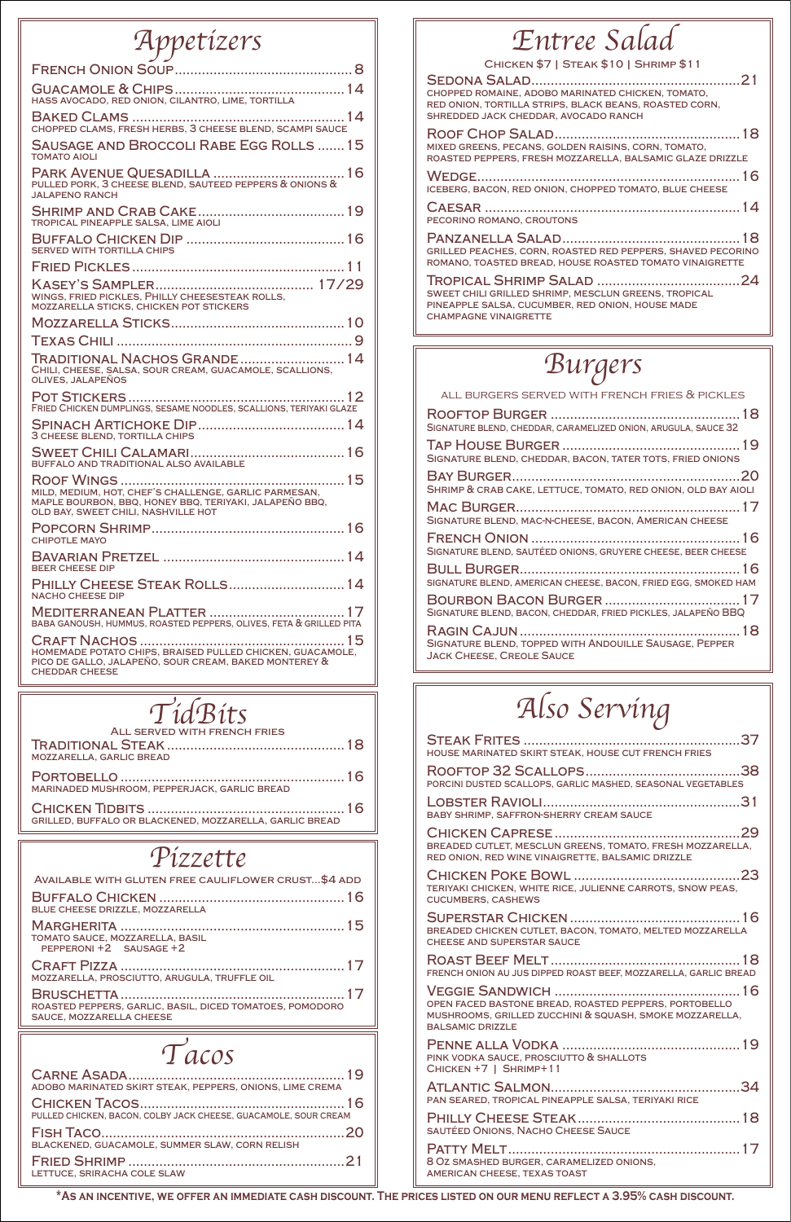# Appetizers

**French Onion Soup** ... 8

**Guacamole & Chips** ... 14
Hass avocado, red onion, cilantro, lime, tortilla

**Baked Clams** ... 14
Chopped clams, fresh herbs, 3 cheese blend, scampi sauce

**Sausage and Broccoli Rabe Egg Rolls** ... 15
Tomato aioli

**Park Avenue Quesadilla** ... 16
Pulled pork, 3 cheese blend, sauteed peppers & onions & jalapeno ranch

**Shrimp and Crab Cake** ... 19
Tropical pineapple salsa, lime aioli

**Buffalo Chicken Dip** ... 16
Served with tortilla chips

**Fried Pickles** ... 11

**Kasey's Sampler** ... 17/29
Wings, fried pickles, Philly cheesesteak rolls, mozzarella sticks, chicken pot stickers

**Mozzarella Sticks** ... 10

**Texas Chili** ... 9

**Traditional Nachos Grande** ... 14
Chili, cheese, salsa, sour cream, guacamole, scallions, olives, jalapeños

**Pot Stickers** ... 12
Fried chicken dumplings, sesame noodles, scallions, teriyaki glaze

**Spinach Artichoke Dip** ... 14
3 cheese blend, tortilla chips

**Sweet Chili Calamari** ... 16
Buffalo and traditional also available

**Roof Wings** ... 15
Mild, medium, hot, chef's challenge, garlic parmesan, maple bourbon, BBQ, honey BBQ, teriyaki, jalapeño BBQ, Old Bay, sweet chili, Nashville hot

**Popcorn Shrimp** ... 16
Chipotle mayo

**Bavarian Pretzel** ... 14
Beer cheese dip

**Philly Cheese Steak Rolls** ... 14
Nacho cheese dip

**Mediterranean Platter** ... 17
Baba ganoush, hummus, roasted peppers, olives, feta & grilled pita

**Craft Nachos** ... 15
Homemade potato chips, braised pulled chicken, guacamole, pico de gallo, jalapeño, sour cream, baked Monterey & cheddar cheese

# TidBits

All served with french fries

**Traditional Steak** ... 18
Mozzarella, garlic bread

**Portobello** ... 16
Marinaded mushroom, pepperjack, garlic bread

**Chicken Tidbits** ... 16
Grilled, buffalo or blackened, mozzarella, garlic bread

# Pizzette

Available with gluten free cauliflower crust...$4 add

**Buffalo Chicken** ... 16
Blue cheese drizzle, mozzarella

**Margherita** ... 15
Tomato sauce, mozzarella, basil
Pepperoni +2 Sausage +2

**Craft Pizza** ... 17
Mozzarella, prosciutto, arugula, truffle oil

**Bruschetta** ... 17
Roasted peppers, garlic, basil, diced tomatoes, pomodoro sauce, mozzarella cheese

# Tacos

**Carne Asada** ... 19
Adobo marinated skirt steak, peppers, onions, lime crema

**Chicken Tacos** ... 16
Pulled chicken, bacon, Colby jack cheese, guacamole, sour cream

**Fish Taco** ... 20
Blackened, guacamole, summer slaw, corn relish

**Fried Shrimp** ... 21
Lettuce, sriracha cole slaw

# Entree Salad

Chicken $7 | Steak $10 | Shrimp $11

**Sedona Salad** ... 21
Chopped romaine, adobo marinated chicken, tomato, red onion, tortilla strips, black beans, roasted corn, shredded jack cheddar, avocado ranch

**Roof Chop Salad** ... 18
Mixed greens, pecans, golden raisins, corn, tomato, roasted peppers, fresh mozzarella, balsamic glaze drizzle

**Wedge** ... 16
Iceberg, bacon, red onion, chopped tomato, blue cheese

**Caesar** ... 14
Pecorino romano, croutons

**Panzanella Salad** ... 18
Grilled peaches, corn, roasted red peppers, shaved pecorino romano, toasted bread, house roasted tomato vinaigrette

**Tropical Shrimp Salad** ... 24
Sweet chili grilled shrimp, mesclun greens, tropical pineapple salsa, cucumber, red onion, house made champagne vinaigrette

# Burgers

All burgers served with french fries & pickles

**Rooftop Burger** ... 18
Signature blend, cheddar, caramelized onion, arugula, sauce 32

**Tap House Burger** ... 19
Signature blend, cheddar, bacon, tater tots, fried onions

**Bay Burger** ... 20
Shrimp & crab cake, lettuce, tomato, red onion, Old Bay aioli

**Mac Burger** ... 17
Signature blend, mac-n-cheese, bacon, American cheese

**French Onion** ... 16
Signature blend, sautéed onions, gruyere cheese, beer cheese

**Bull Burger** ... 16
Signature blend, American cheese, bacon, fried egg, smoked ham

**Bourbon Bacon Burger** ... 17
Signature blend, bacon, cheddar, fried pickles, jalapeño BBQ

**Ragin Cajun** ... 18
Signature blend, topped with andouille sausage, pepper jack cheese, creole sauce

# Also Serving

**Steak Frites** ... 37
House marinated skirt steak, house cut french fries

**Rooftop 32 Scallops** ... 38
Porcini dusted scallops, garlic mashed, seasonal vegetables

**Lobster Ravioli** ... 31
Baby shrimp, saffron-sherry cream sauce

**Chicken Caprese** ... 29
Breaded cutlet, mesclun greens, tomato, fresh mozzarella, red onion, red wine vinaigrette, balsamic drizzle

**Chicken Poke Bowl** ... 23
Teriyaki chicken, white rice, julienne carrots, snow peas, cucumbers, cashews

**Superstar Chicken** ... 16
Breaded chicken cutlet, bacon, tomato, melted mozzarella cheese and superstar sauce

**Roast Beef Melt** ... 18
French onion au jus dipped roast beef, mozzarella, garlic bread

**Veggie Sandwich** ... 16
Open faced bastone bread, roasted peppers, portobello mushrooms, grilled zucchini & squash, smoke mozzarella, balsamic drizzle

**Penne alla Vodka** ... 19
Pink vodka sauce, prosciutto & shallots
Chicken +7 | Shrimp +11

**Atlantic Salmon** ... 34
Pan seared, tropical pineapple salsa, teriyaki rice

**Philly Cheese Steak** ... 18
Sautéed onions, nacho cheese sauce

**Patty Melt** ... 17
8 oz smashed burger, caramelized onions, American cheese, Texas toast

**\*As an incentive, we offer an immediate cash discount. The prices listed on our menu reflect a 3.95% cash discount.**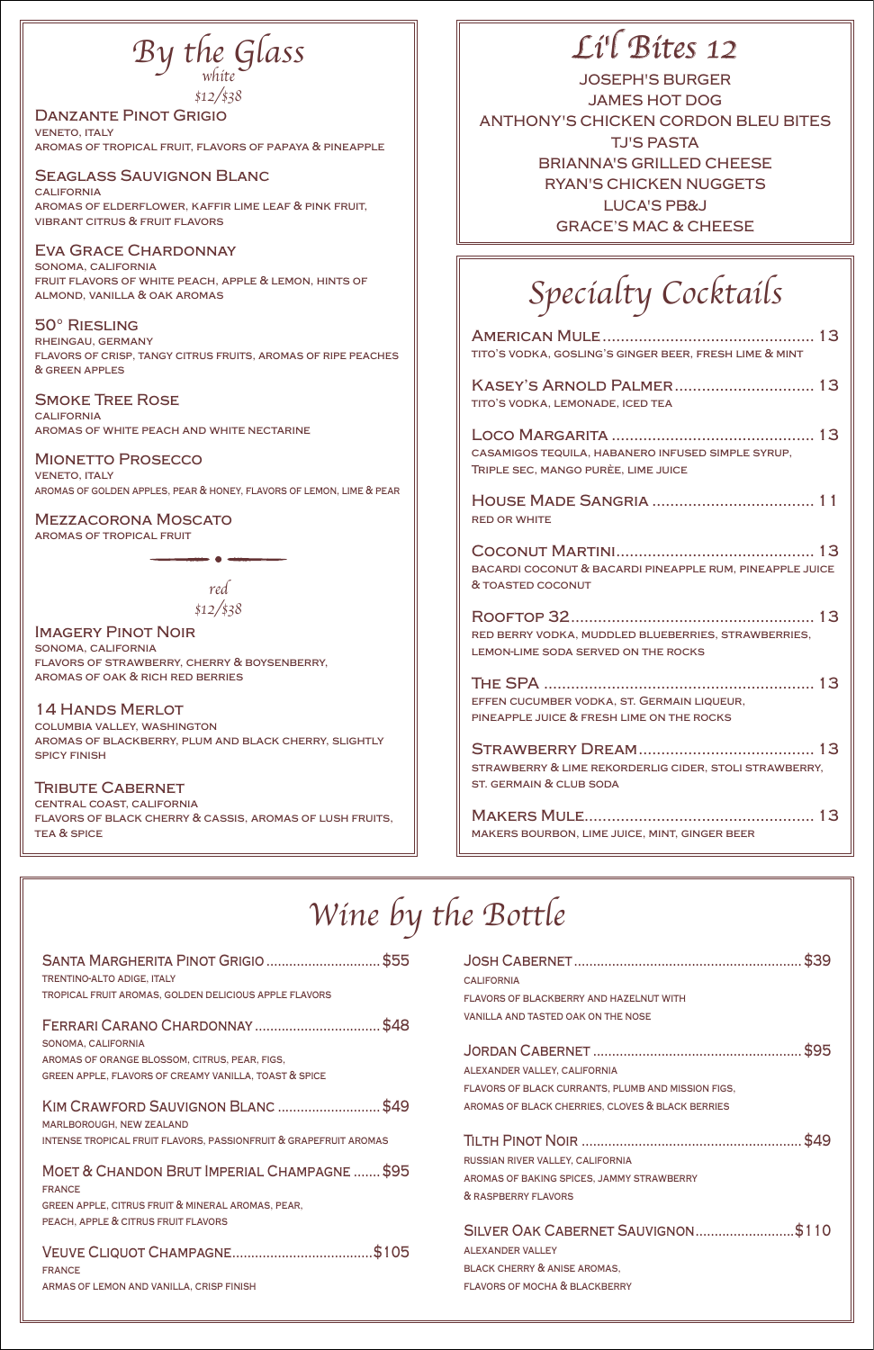# By the Glass

*white*

*$12/$38*

**Danzante Pinot Grigio**
Veneto, Italy
Aromas of tropical fruit, flavors of papaya & pineapple

**Seaglass Sauvignon Blanc**
California
Aromas of elderflower, kaffir lime leaf & pink fruit, vibrant citrus & fruit flavors

**Eva Grace Chardonnay**
Sonoma, California
Fruit flavors of white peach, apple & lemon, hints of almond, vanilla & oak aromas

**50° Riesling**
Rheingau, Germany
Flavors of crisp, tangy citrus fruits, aromas of ripe peaches & green apples

**Smoke Tree Rose**
California
Aromas of white peach and white nectarine

**Mionetto Prosecco**
Veneto, Italy
Aromas of golden apples, pear & honey, flavors of lemon, lime & pear

**Mezzacorona Moscato**
Aromas of tropical fruit

*red*

*$12/$38*

**Imagery Pinot Noir**
Sonoma, California
Flavors of strawberry, cherry & boysenberry, aromas of oak & rich red berries

**14 Hands Merlot**
Columbia Valley, Washington
Aromas of blackberry, plum and black cherry, slightly spicy finish

**Tribute Cabernet**
Central Coast, California
Flavors of black cherry & cassis, aromas of lush fruits, tea & spice

# Li'l Bites 12

Joseph's Burger
James Hot Dog
Anthony's Chicken Cordon Bleu Bites
TJ's Pasta
Brianna's Grilled Cheese
Ryan's Chicken Nuggets
Luca's PB&J
Grace's Mac & Cheese

# Specialty Cocktails

**American Mule** ........ 13
Tito's vodka, Gosling's ginger beer, fresh lime & mint

**Kasey's Arnold Palmer** ........ 13
Tito's vodka, lemonade, iced tea

**Loco Margarita** ........ 13
Casamigos tequila, habanero infused simple syrup, Triple sec, mango purèe, lime juice

**House Made Sangria** ........ 11
Red or white

**Coconut Martini** ........ 13
Bacardi coconut & Bacardi pineapple rum, pineapple juice & toasted coconut

**Rooftop 32** ........ 13
Red berry vodka, muddled blueberries, strawberries, lemon-lime soda served on the rocks

**The SPA** ........ 13
Effen cucumber vodka, St. Germain liqueur, pineapple juice & fresh lime on the rocks

**Strawberry Dream** ........ 13
Strawberry & lime Rekorderlig cider, Stoli strawberry, St. Germain & club soda

**Makers Mule** ........ 13
Makers bourbon, lime juice, mint, ginger beer

# Wine by the Bottle

**Santa Margherita Pinot Grigio** ........ $55
Trentino-Alto Adige, Italy
Tropical fruit aromas, golden delicious apple flavors

**Ferrari Carano Chardonnay** ........ $48
Sonoma, California
Aromas of orange blossom, citrus, pear, figs, green apple, flavors of creamy vanilla, toast & spice

**Kim Crawford Sauvignon Blanc** ........ $49
Marlborough, New Zealand
Intense tropical fruit flavors, passionfruit & grapefruit aromas

**Moet & Chandon Brut Imperial Champagne** ........ $95
France
Green apple, citrus fruit & mineral aromas, pear, peach, apple & citrus fruit flavors

**Veuve Cliquot Champagne** ........ $105
France
Armas of lemon and vanilla, crisp finish

**Josh Cabernet** ........ $39
California
Flavors of blackberry and hazelnut with vanilla and tasted oak on the nose

**Jordan Cabernet** ........ $95
Alexander Valley, California
Flavors of black currants, plumb and mission figs, aromas of black cherries, cloves & black berries

**Tilth Pinot Noir** ........ $49
Russian River Valley, California
Aromas of baking spices, jammy strawberry & raspberry flavors

**Silver Oak Cabernet Sauvignon** ........ $110
Alexander Valley
Black cherry & anise aromas, flavors of mocha & blackberry